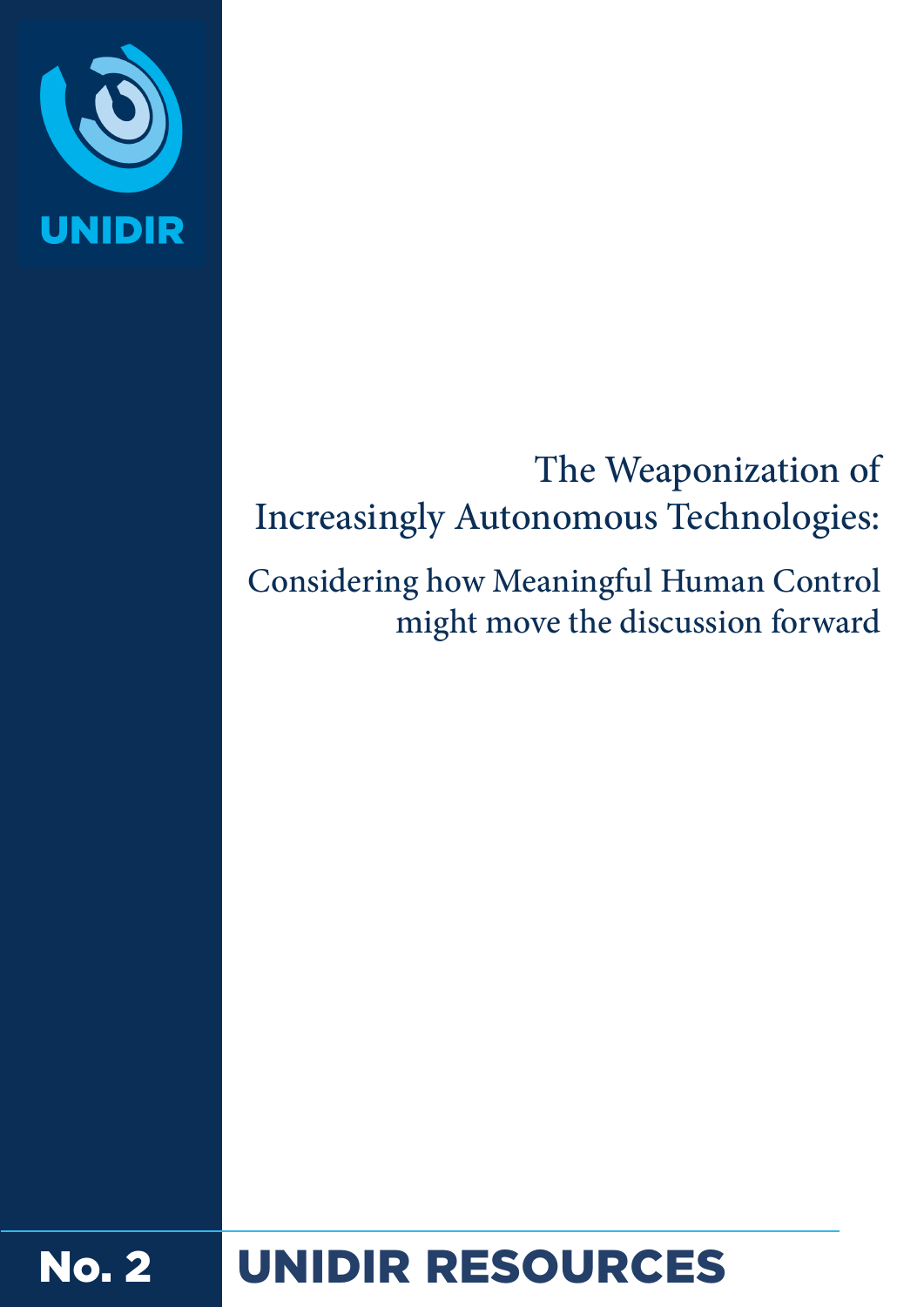UNIDIR

# The Weaponization of Increasingly Autonomous Technologies:

## Considering how Meaningful Human Control might move the discussion forward

**No. 2** **UNIDIR RESOURCES**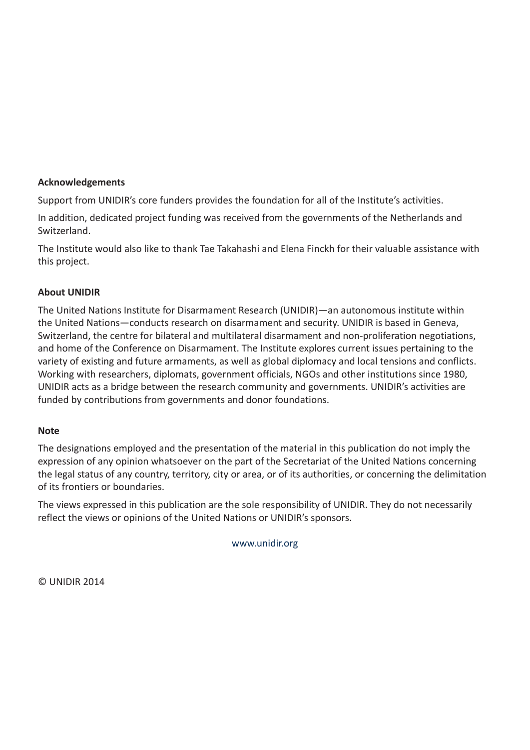**Acknowledgements**

Support from UNIDIR's core funders provides the foundation for all of the Institute's activities.

In addition, dedicated project funding was received from the governments of the Netherlands and Switzerland.

The Institute would also like to thank Tae Takahashi and Elena Finckh for their valuable assistance with this project.

**About UNIDIR**

The United Nations Institute for Disarmament Research (UNIDIR)—an autonomous institute within the United Nations—conducts research on disarmament and security. UNIDIR is based in Geneva, Switzerland, the centre for bilateral and multilateral disarmament and non-proliferation negotiations, and home of the Conference on Disarmament. The Institute explores current issues pertaining to the variety of existing and future armaments, as well as global diplomacy and local tensions and conflicts. Working with researchers, diplomats, government officials, NGOs and other institutions since 1980, UNIDIR acts as a bridge between the research community and governments. UNIDIR's activities are funded by contributions from governments and donor foundations.

**Note**

The designations employed and the presentation of the material in this publication do not imply the expression of any opinion whatsoever on the part of the Secretariat of the United Nations concerning the legal status of any country, territory, city or area, or of its authorities, or concerning the delimitation of its frontiers or boundaries.

The views expressed in this publication are the sole responsibility of UNIDIR. They do not necessarily reflect the views or opinions of the United Nations or UNIDIR's sponsors.

www.unidir.org

© UNIDIR 2014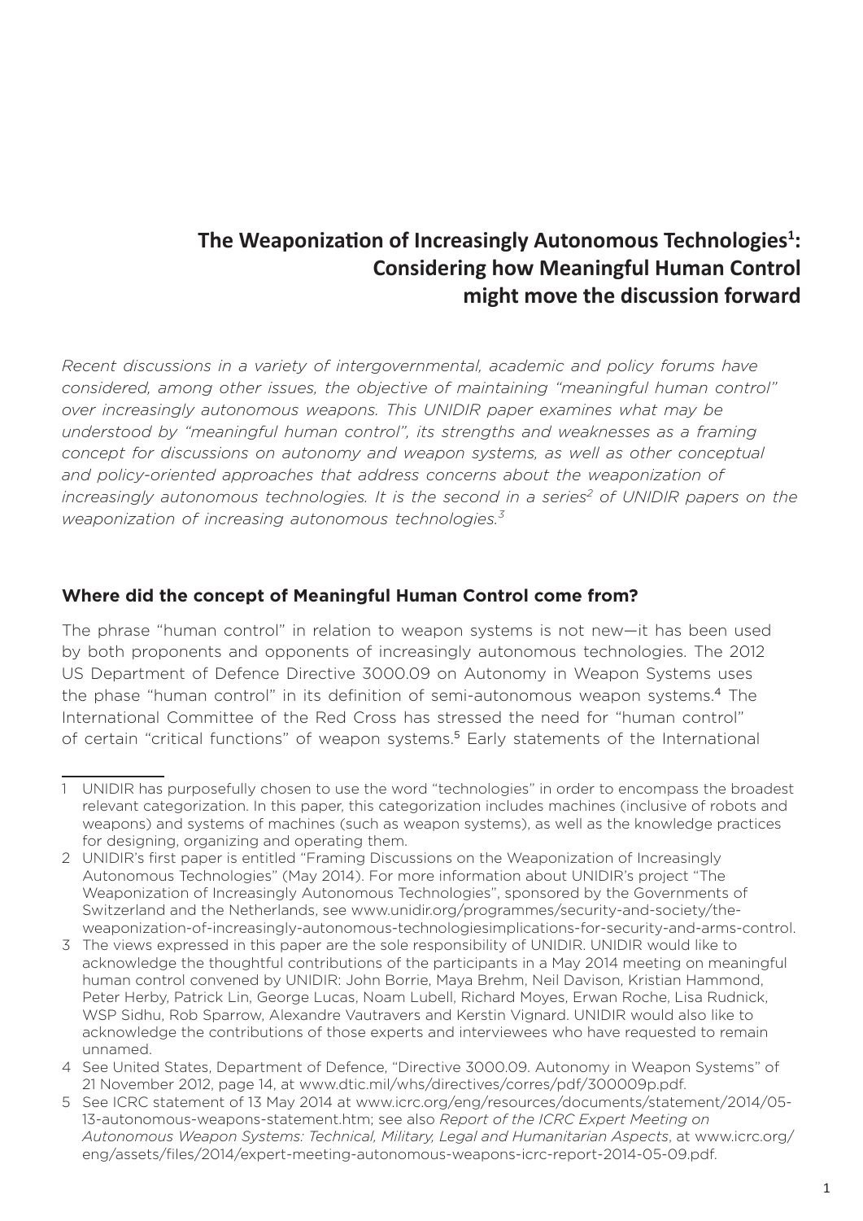## The Weaponization of Increasingly Autonomous Technologies[1]: Considering how Meaningful Human Control might move the discussion forward

*Recent discussions in a variety of intergovernmental, academic and policy forums have considered, among other issues, the objective of maintaining "meaningful human control" over increasingly autonomous weapons. This UNIDIR paper examines what may be understood by "meaningful human control", its strengths and weaknesses as a framing concept for discussions on autonomy and weapon systems, as well as other conceptual and policy-oriented approaches that address concerns about the weaponization of increasingly autonomous technologies. It is the second in a series[2] of UNIDIR papers on the weaponization of increasing autonomous technologies.[3]*

### Where did the concept of Meaningful Human Control come from?

The phrase "human control" in relation to weapon systems is not new—it has been used by both proponents and opponents of increasingly autonomous technologies. The 2012 US Department of Defence Directive 3000.09 on Autonomy in Weapon Systems uses the phase "human control" in its definition of semi-autonomous weapon systems.[4] The International Committee of the Red Cross has stressed the need for "human control" of certain "critical functions" of weapon systems.[5] Early statements of the International

---

1 UNIDIR has purposefully chosen to use the word "technologies" in order to encompass the broadest relevant categorization. In this paper, this categorization includes machines (inclusive of robots and weapons) and systems of machines (such as weapon systems), as well as the knowledge practices for designing, organizing and operating them.

2 UNIDIR's first paper is entitled "Framing Discussions on the Weaponization of Increasingly Autonomous Technologies" (May 2014). For more information about UNIDIR's project "The Weaponization of Increasingly Autonomous Technologies", sponsored by the Governments of Switzerland and the Netherlands, see www.unidir.org/programmes/security-and-society/the-weaponization-of-increasingly-autonomous-technologiesimplications-for-security-and-arms-control.

3 The views expressed in this paper are the sole responsibility of UNIDIR. UNIDIR would like to acknowledge the thoughtful contributions of the participants in a May 2014 meeting on meaningful human control convened by UNIDIR: John Borrie, Maya Brehm, Neil Davison, Kristian Hammond, Peter Herby, Patrick Lin, George Lucas, Noam Lubell, Richard Moyes, Erwan Roche, Lisa Rudnick, WSP Sidhu, Rob Sparrow, Alexandre Vautravers and Kerstin Vignard. UNIDIR would also like to acknowledge the contributions of those experts and interviewees who have requested to remain unnamed.

4 See United States, Department of Defence, "Directive 3000.09. Autonomy in Weapon Systems" of 21 November 2012, page 14, at www.dtic.mil/whs/directives/corres/pdf/300009p.pdf.

5 See ICRC statement of 13 May 2014 at www.icrc.org/eng/resources/documents/statement/2014/05-13-autonomous-weapons-statement.htm; see also *Report of the ICRC Expert Meeting on Autonomous Weapon Systems: Technical, Military, Legal and Humanitarian Aspects*, at www.icrc.org/eng/assets/files/2014/expert-meeting-autonomous-weapons-icrc-report-2014-05-09.pdf.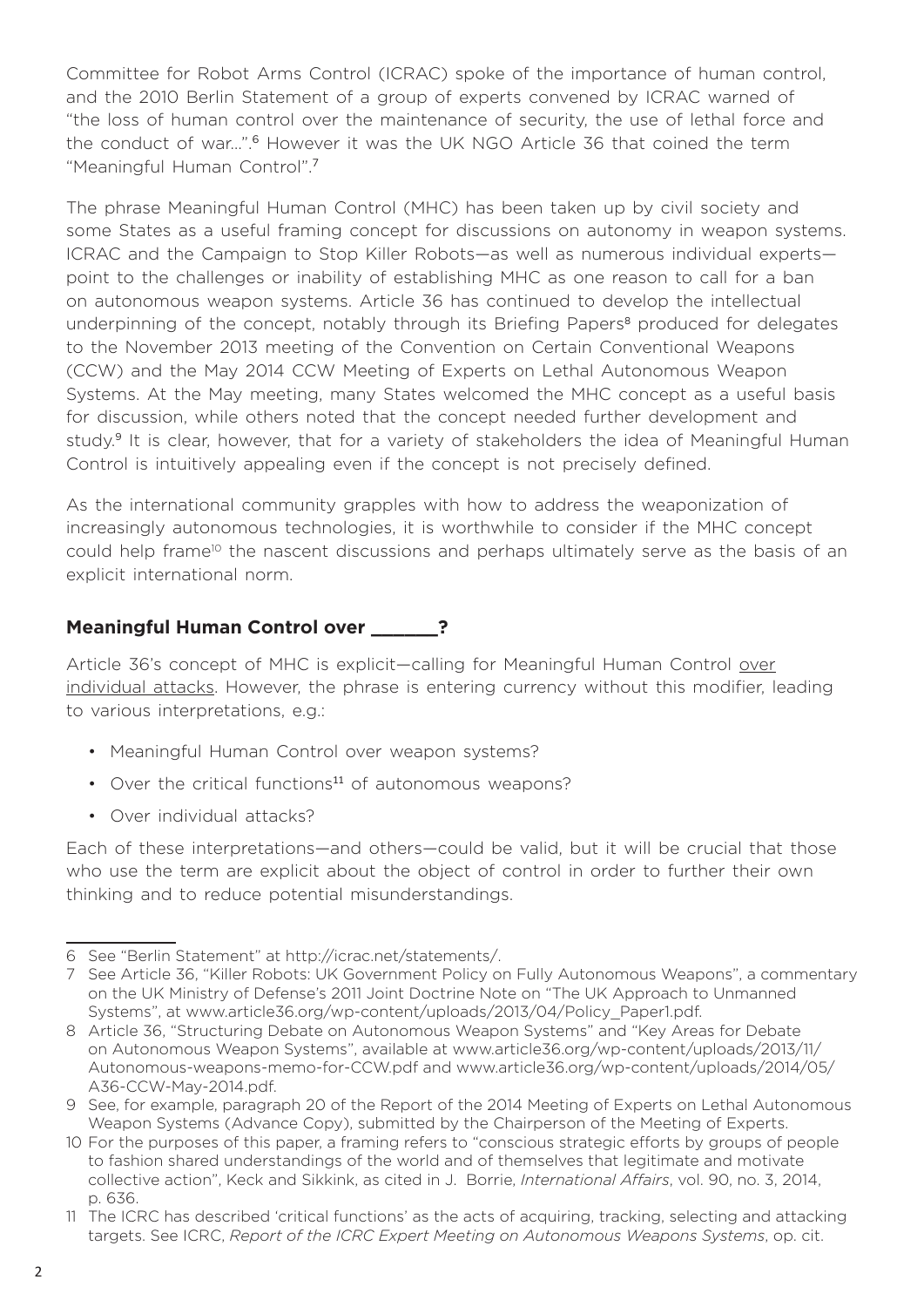Committee for Robot Arms Control (ICRAC) spoke of the importance of human control, and the 2010 Berlin Statement of a group of experts convened by ICRAC warned of "the loss of human control over the maintenance of security, the use of lethal force and the conduct of war…".[6] However it was the UK NGO Article 36 that coined the term "Meaningful Human Control".[7]

The phrase Meaningful Human Control (MHC) has been taken up by civil society and some States as a useful framing concept for discussions on autonomy in weapon systems. ICRAC and the Campaign to Stop Killer Robots—as well as numerous individual experts—point to the challenges or inability of establishing MHC as one reason to call for a ban on autonomous weapon systems. Article 36 has continued to develop the intellectual underpinning of the concept, notably through its Briefing Papers[8] produced for delegates to the November 2013 meeting of the Convention on Certain Conventional Weapons (CCW) and the May 2014 CCW Meeting of Experts on Lethal Autonomous Weapon Systems. At the May meeting, many States welcomed the MHC concept as a useful basis for discussion, while others noted that the concept needed further development and study.[9] It is clear, however, that for a variety of stakeholders the idea of Meaningful Human Control is intuitively appealing even if the concept is not precisely defined.

As the international community grapples with how to address the weaponization of increasingly autonomous technologies, it is worthwhile to consider if the MHC concept could help frame[10] the nascent discussions and perhaps ultimately serve as the basis of an explicit international norm.

## Meaningful Human Control over _______?

Article 36's concept of MHC is explicit—calling for Meaningful Human Control over individual attacks. However, the phrase is entering currency without this modifier, leading to various interpretations, e.g.:

- Meaningful Human Control over weapon systems?
- Over the critical functions[11] of autonomous weapons?
- Over individual attacks?

Each of these interpretations—and others—could be valid, but it will be crucial that those who use the term are explicit about the object of control in order to further their own thinking and to reduce potential misunderstandings.

---

6 See "Berlin Statement" at http://icrac.net/statements/.

7 See Article 36, "Killer Robots: UK Government Policy on Fully Autonomous Weapons", a commentary on the UK Ministry of Defense's 2011 Joint Doctrine Note on "The UK Approach to Unmanned Systems", at www.article36.org/wp-content/uploads/2013/04/Policy_Paper1.pdf.

8 Article 36, "Structuring Debate on Autonomous Weapon Systems" and "Key Areas for Debate on Autonomous Weapon Systems", available at www.article36.org/wp-content/uploads/2013/11/Autonomous-weapons-memo-for-CCW.pdf and www.article36.org/wp-content/uploads/2014/05/A36-CCW-May-2014.pdf.

9 See, for example, paragraph 20 of the Report of the 2014 Meeting of Experts on Lethal Autonomous Weapon Systems (Advance Copy), submitted by the Chairperson of the Meeting of Experts.

10 For the purposes of this paper, a framing refers to "conscious strategic efforts by groups of people to fashion shared understandings of the world and of themselves that legitimate and motivate collective action", Keck and Sikkink, as cited in J. Borrie, *International Affairs*, vol. 90, no. 3, 2014, p. 636.

11 The ICRC has described 'critical functions' as the acts of acquiring, tracking, selecting and attacking targets. See ICRC, *Report of the ICRC Expert Meeting on Autonomous Weapons Systems*, op. cit.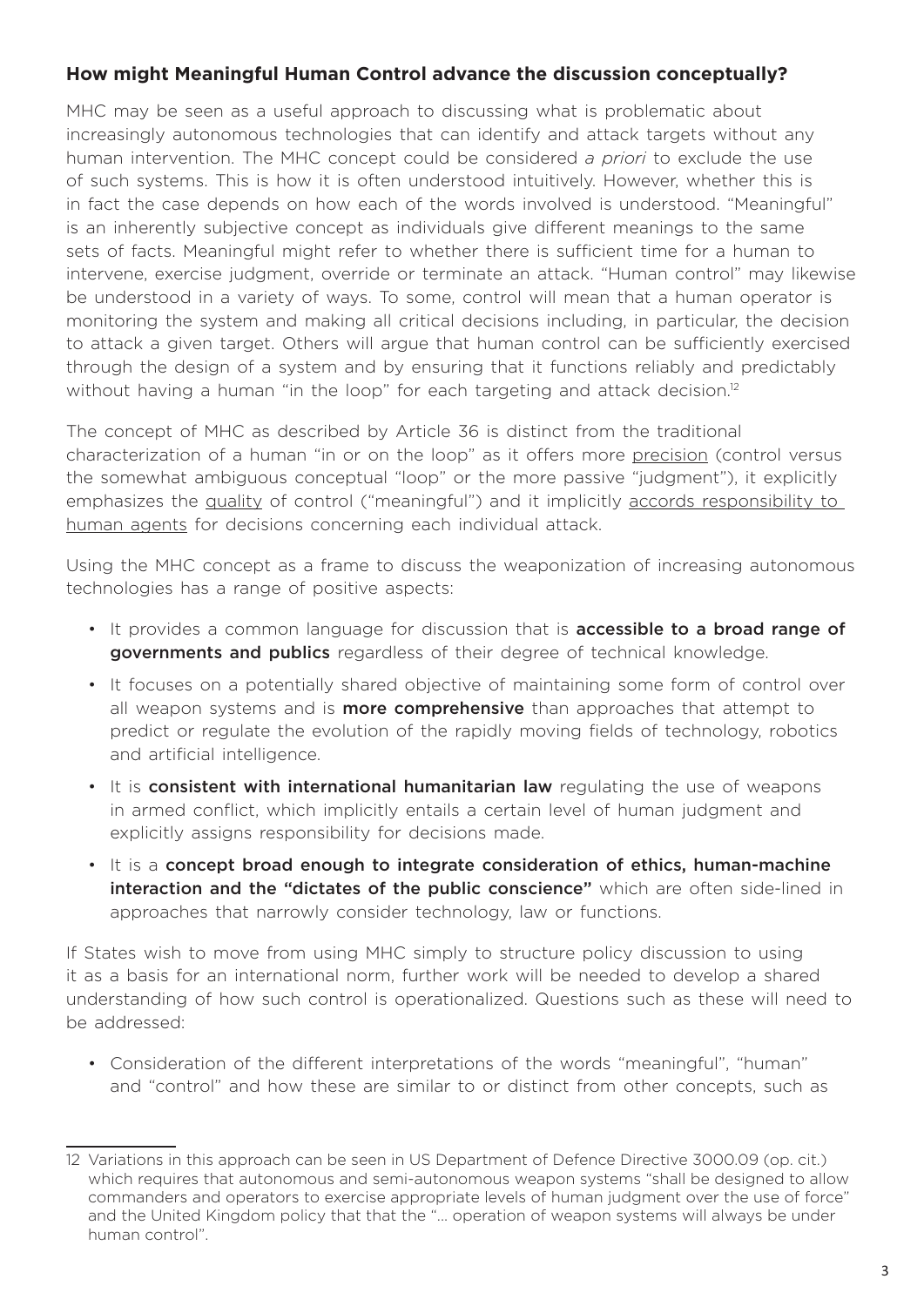## How might Meaningful Human Control advance the discussion conceptually?

MHC may be seen as a useful approach to discussing what is problematic about increasingly autonomous technologies that can identify and attack targets without any human intervention. The MHC concept could be considered *a priori* to exclude the use of such systems. This is how it is often understood intuitively. However, whether this is in fact the case depends on how each of the words involved is understood. "Meaningful" is an inherently subjective concept as individuals give different meanings to the same sets of facts. Meaningful might refer to whether there is sufficient time for a human to intervene, exercise judgment, override or terminate an attack. "Human control" may likewise be understood in a variety of ways. To some, control will mean that a human operator is monitoring the system and making all critical decisions including, in particular, the decision to attack a given target. Others will argue that human control can be sufficiently exercised through the design of a system and by ensuring that it functions reliably and predictably without having a human "in the loop" for each targeting and attack decision.[12]

The concept of MHC as described by Article 36 is distinct from the traditional characterization of a human "in or on the loop" as it offers more precision (control versus the somewhat ambiguous conceptual "loop" or the more passive "judgment"), it explicitly emphasizes the quality of control ("meaningful") and it implicitly accords responsibility to human agents for decisions concerning each individual attack.

Using the MHC concept as a frame to discuss the weaponization of increasing autonomous technologies has a range of positive aspects:

- It provides a common language for discussion that is **accessible to a broad range of governments and publics** regardless of their degree of technical knowledge.
- It focuses on a potentially shared objective of maintaining some form of control over all weapon systems and is **more comprehensive** than approaches that attempt to predict or regulate the evolution of the rapidly moving fields of technology, robotics and artificial intelligence.
- It is **consistent with international humanitarian law** regulating the use of weapons in armed conflict, which implicitly entails a certain level of human judgment and explicitly assigns responsibility for decisions made.
- It is a **concept broad enough to integrate consideration of ethics, human-machine interaction and the "dictates of the public conscience"** which are often side-lined in approaches that narrowly consider technology, law or functions.

If States wish to move from using MHC simply to structure policy discussion to using it as a basis for an international norm, further work will be needed to develop a shared understanding of how such control is operationalized. Questions such as these will need to be addressed:

- Consideration of the different interpretations of the words "meaningful", "human" and "control" and how these are similar to or distinct from other concepts, such as

---

12 Variations in this approach can be seen in US Department of Defence Directive 3000.09 (op. cit.) which requires that autonomous and semi-autonomous weapon systems "shall be designed to allow commanders and operators to exercise appropriate levels of human judgment over the use of force" and the United Kingdom policy that that the "... operation of weapon systems will always be under human control".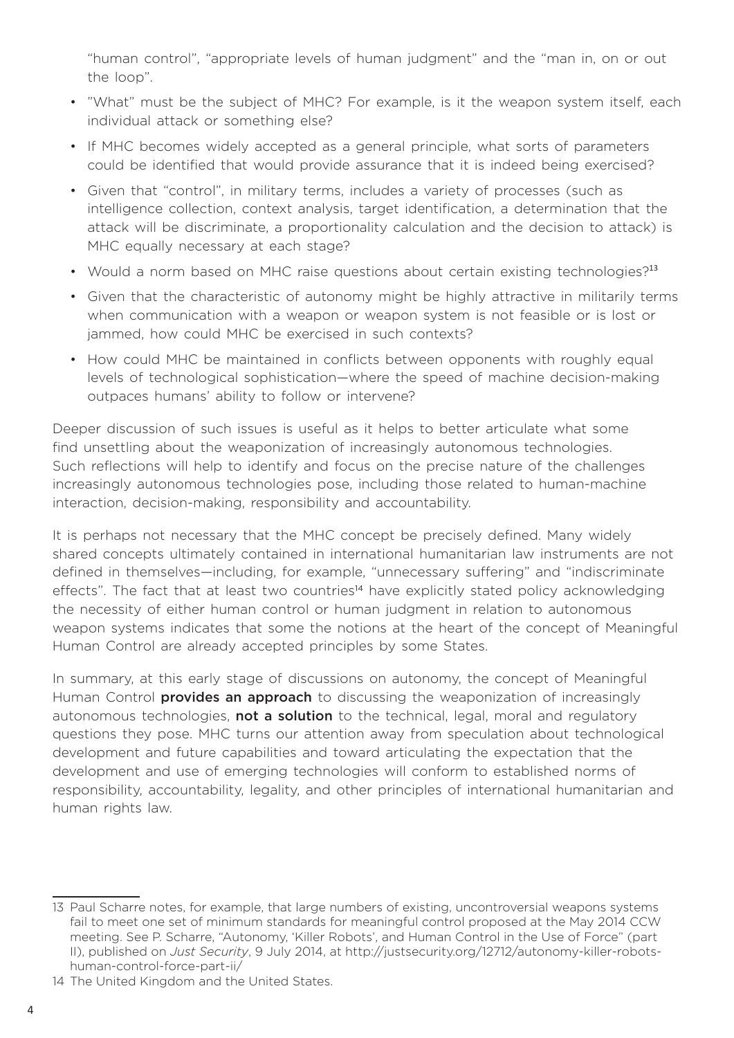"human control", "appropriate levels of human judgment" and the "man in, on or out the loop".

- "What" must be the subject of MHC? For example, is it the weapon system itself, each individual attack or something else?
- If MHC becomes widely accepted as a general principle, what sorts of parameters could be identified that would provide assurance that it is indeed being exercised?
- Given that "control", in military terms, includes a variety of processes (such as intelligence collection, context analysis, target identification, a determination that the attack will be discriminate, a proportionality calculation and the decision to attack) is MHC equally necessary at each stage?
- Would a norm based on MHC raise questions about certain existing technologies?[13]
- Given that the characteristic of autonomy might be highly attractive in militarily terms when communication with a weapon or weapon system is not feasible or is lost or jammed, how could MHC be exercised in such contexts?
- How could MHC be maintained in conflicts between opponents with roughly equal levels of technological sophistication—where the speed of machine decision-making outpaces humans' ability to follow or intervene?

Deeper discussion of such issues is useful as it helps to better articulate what some find unsettling about the weaponization of increasingly autonomous technologies. Such reflections will help to identify and focus on the precise nature of the challenges increasingly autonomous technologies pose, including those related to human-machine interaction, decision-making, responsibility and accountability.

It is perhaps not necessary that the MHC concept be precisely defined. Many widely shared concepts ultimately contained in international humanitarian law instruments are not defined in themselves—including, for example, "unnecessary suffering" and "indiscriminate effects". The fact that at least two countries[14] have explicitly stated policy acknowledging the necessity of either human control or human judgment in relation to autonomous weapon systems indicates that some the notions at the heart of the concept of Meaningful Human Control are already accepted principles by some States.

In summary, at this early stage of discussions on autonomy, the concept of Meaningful Human Control **provides an approach** to discussing the weaponization of increasingly autonomous technologies, **not a solution** to the technical, legal, moral and regulatory questions they pose. MHC turns our attention away from speculation about technological development and future capabilities and toward articulating the expectation that the development and use of emerging technologies will conform to established norms of responsibility, accountability, legality, and other principles of international humanitarian and human rights law.

---

13 Paul Scharre notes, for example, that large numbers of existing, uncontroversial weapons systems fail to meet one set of minimum standards for meaningful control proposed at the May 2014 CCW meeting. See P. Scharre, "Autonomy, 'Killer Robots', and Human Control in the Use of Force" (part II), published on *Just Security*, 9 July 2014, at http://justsecurity.org/12712/autonomy-killer-robots-human-control-force-part-ii/

14 The United Kingdom and the United States.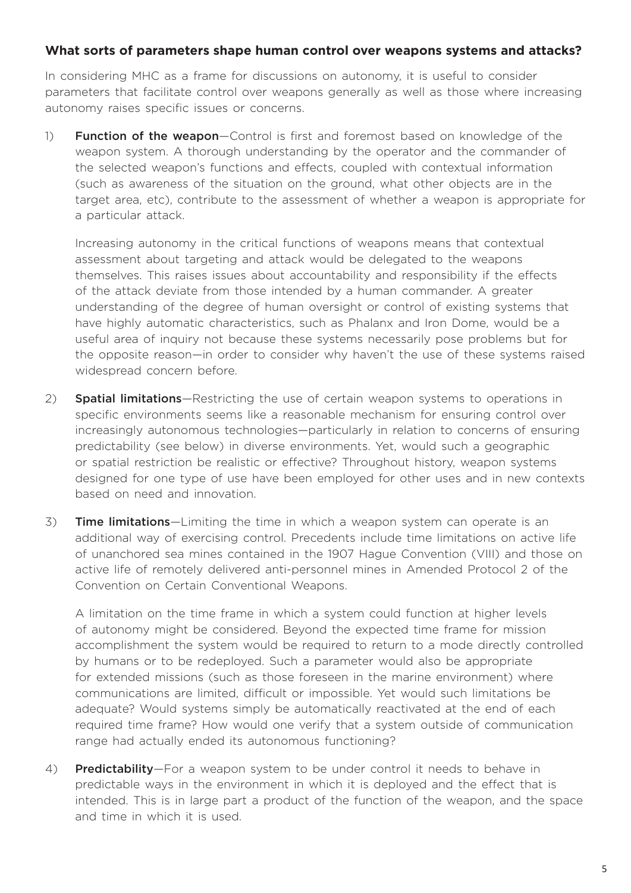### What sorts of parameters shape human control over weapons systems and attacks?

In considering MHC as a frame for discussions on autonomy, it is useful to consider parameters that facilitate control over weapons generally as well as those where increasing autonomy raises specific issues or concerns.

1) **Function of the weapon**—Control is first and foremost based on knowledge of the weapon system. A thorough understanding by the operator and the commander of the selected weapon's functions and effects, coupled with contextual information (such as awareness of the situation on the ground, what other objects are in the target area, etc), contribute to the assessment of whether a weapon is appropriate for a particular attack.

   Increasing autonomy in the critical functions of weapons means that contextual assessment about targeting and attack would be delegated to the weapons themselves. This raises issues about accountability and responsibility if the effects of the attack deviate from those intended by a human commander. A greater understanding of the degree of human oversight or control of existing systems that have highly automatic characteristics, such as Phalanx and Iron Dome, would be a useful area of inquiry not because these systems necessarily pose problems but for the opposite reason—in order to consider why haven't the use of these systems raised widespread concern before.

2) **Spatial limitations**—Restricting the use of certain weapon systems to operations in specific environments seems like a reasonable mechanism for ensuring control over increasingly autonomous technologies—particularly in relation to concerns of ensuring predictability (see below) in diverse environments. Yet, would such a geographic or spatial restriction be realistic or effective? Throughout history, weapon systems designed for one type of use have been employed for other uses and in new contexts based on need and innovation.

3) **Time limitations**—Limiting the time in which a weapon system can operate is an additional way of exercising control. Precedents include time limitations on active life of unanchored sea mines contained in the 1907 Hague Convention (VIII) and those on active life of remotely delivered anti-personnel mines in Amended Protocol 2 of the Convention on Certain Conventional Weapons.

   A limitation on the time frame in which a system could function at higher levels of autonomy might be considered. Beyond the expected time frame for mission accomplishment the system would be required to return to a mode directly controlled by humans or to be redeployed. Such a parameter would also be appropriate for extended missions (such as those foreseen in the marine environment) where communications are limited, difficult or impossible. Yet would such limitations be adequate? Would systems simply be automatically reactivated at the end of each required time frame? How would one verify that a system outside of communication range had actually ended its autonomous functioning?

4) **Predictability**—For a weapon system to be under control it needs to behave in predictable ways in the environment in which it is deployed and the effect that is intended. This is in large part a product of the function of the weapon, and the space and time in which it is used.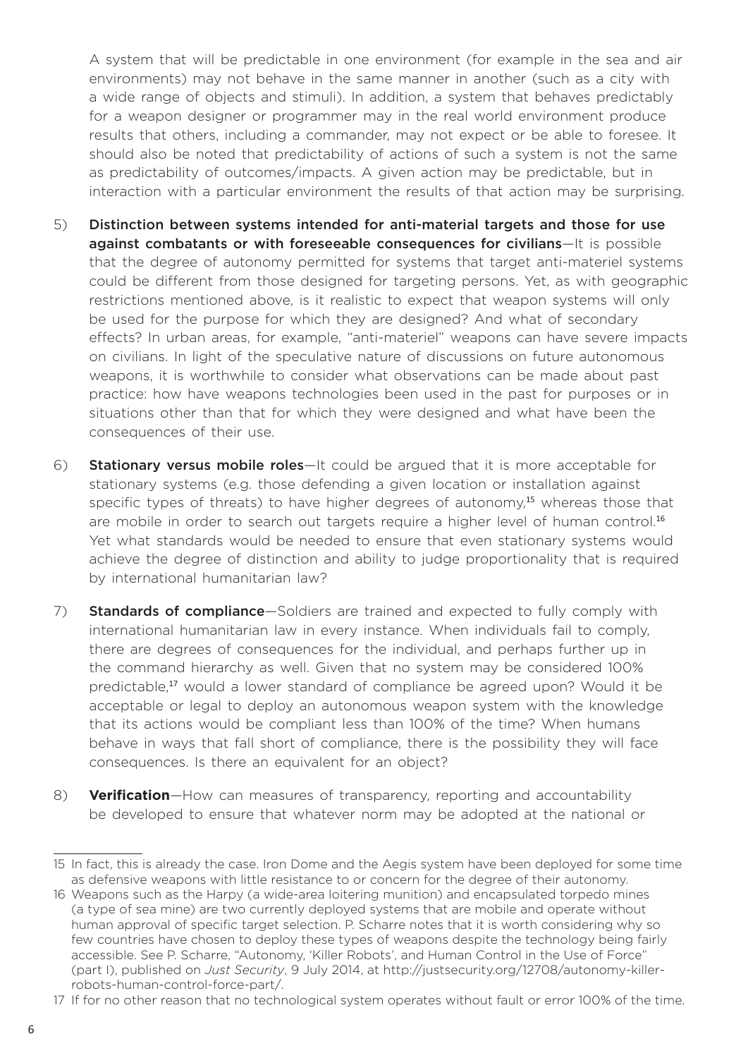A system that will be predictable in one environment (for example in the sea and air environments) may not behave in the same manner in another (such as a city with a wide range of objects and stimuli). In addition, a system that behaves predictably for a weapon designer or programmer may in the real world environment produce results that others, including a commander, may not expect or be able to foresee. It should also be noted that predictability of actions of such a system is not the same as predictability of outcomes/impacts. A given action may be predictable, but in interaction with a particular environment the results of that action may be surprising.

5) **Distinction between systems intended for anti-material targets and those for use against combatants or with foreseeable consequences for civilians**—It is possible that the degree of autonomy permitted for systems that target anti-materiel systems could be different from those designed for targeting persons. Yet, as with geographic restrictions mentioned above, is it realistic to expect that weapon systems will only be used for the purpose for which they are designed? And what of secondary effects? In urban areas, for example, "anti-materiel" weapons can have severe impacts on civilians. In light of the speculative nature of discussions on future autonomous weapons, it is worthwhile to consider what observations can be made about past practice: how have weapons technologies been used in the past for purposes or in situations other than that for which they were designed and what have been the consequences of their use.

6) **Stationary versus mobile roles**—It could be argued that it is more acceptable for stationary systems (e.g. those defending a given location or installation against specific types of threats) to have higher degrees of autonomy,[15] whereas those that are mobile in order to search out targets require a higher level of human control.[16] Yet what standards would be needed to ensure that even stationary systems would achieve the degree of distinction and ability to judge proportionality that is required by international humanitarian law?

7) **Standards of compliance**—Soldiers are trained and expected to fully comply with international humanitarian law in every instance. When individuals fail to comply, there are degrees of consequences for the individual, and perhaps further up in the command hierarchy as well. Given that no system may be considered 100% predictable,[17] would a lower standard of compliance be agreed upon? Would it be acceptable or legal to deploy an autonomous weapon system with the knowledge that its actions would be compliant less than 100% of the time? When humans behave in ways that fall short of compliance, there is the possibility they will face consequences. Is there an equivalent for an object?

8) **Verification**—How can measures of transparency, reporting and accountability be developed to ensure that whatever norm may be adopted at the national or

---

15 In fact, this is already the case. Iron Dome and the Aegis system have been deployed for some time as defensive weapons with little resistance to or concern for the degree of their autonomy.

16 Weapons such as the Harpy (a wide-area loitering munition) and encapsulated torpedo mines (a type of sea mine) are two currently deployed systems that are mobile and operate without human approval of specific target selection. P. Scharre notes that it is worth considering why so few countries have chosen to deploy these types of weapons despite the technology being fairly accessible. See P. Scharre, "Autonomy, 'Killer Robots', and Human Control in the Use of Force" (part I), published on *Just Security*, 9 July 2014, at http://justsecurity.org/12708/autonomy-killer-robots-human-control-force-part/.

17 If for no other reason that no technological system operates without fault or error 100% of the time.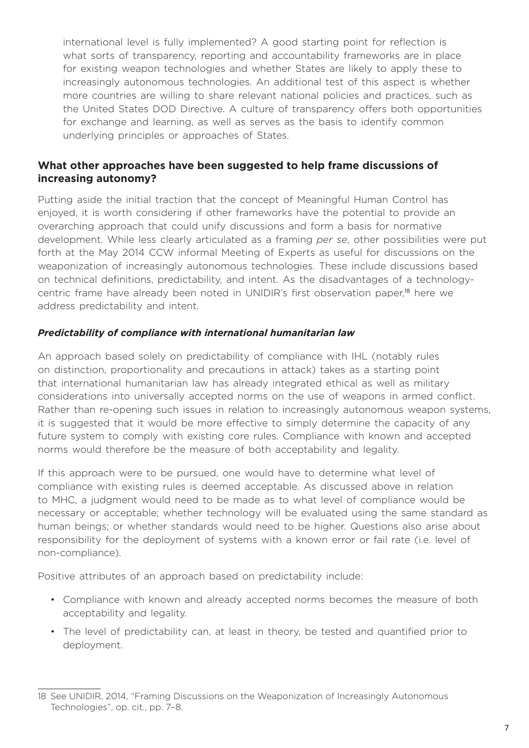international level is fully implemented? A good starting point for reflection is what sorts of transparency, reporting and accountability frameworks are in place for existing weapon technologies and whether States are likely to apply these to increasingly autonomous technologies. An additional test of this aspect is whether more countries are willing to share relevant national policies and practices, such as the United States DOD Directive. A culture of transparency offers both opportunities for exchange and learning, as well as serves as the basis to identify common underlying principles or approaches of States.

### What other approaches have been suggested to help frame discussions of increasing autonomy?

Putting aside the initial traction that the concept of Meaningful Human Control has enjoyed, it is worth considering if other frameworks have the potential to provide an overarching approach that could unify discussions and form a basis for normative development. While less clearly articulated as a framing *per se*, other possibilities were put forth at the May 2014 CCW informal Meeting of Experts as useful for discussions on the weaponization of increasingly autonomous technologies. These include discussions based on technical definitions, predictability, and intent. As the disadvantages of a technology-centric frame have already been noted in UNIDIR's first observation paper,[18] here we address predictability and intent.

#### *Predictability of compliance with international humanitarian law*

An approach based solely on predictability of compliance with IHL (notably rules on distinction, proportionality and precautions in attack) takes as a starting point that international humanitarian law has already integrated ethical as well as military considerations into universally accepted norms on the use of weapons in armed conflict. Rather than re-opening such issues in relation to increasingly autonomous weapon systems, it is suggested that it would be more effective to simply determine the capacity of any future system to comply with existing core rules. Compliance with known and accepted norms would therefore be the measure of both acceptability and legality.

If this approach were to be pursued, one would have to determine what level of compliance with existing rules is deemed acceptable. As discussed above in relation to MHC, a judgment would need to be made as to what level of compliance would be necessary or acceptable; whether technology will be evaluated using the same standard as human beings; or whether standards would need to be higher. Questions also arise about responsibility for the deployment of systems with a known error or fail rate (i.e. level of non-compliance).

Positive attributes of an approach based on predictability include:

- Compliance with known and already accepted norms becomes the measure of both acceptability and legality.
- The level of predictability can, at least in theory, be tested and quantified prior to deployment.

---

18 See UNIDIR, 2014, "Framing Discussions on the Weaponization of Increasingly Autonomous Technologies", op. cit., pp. 7–8.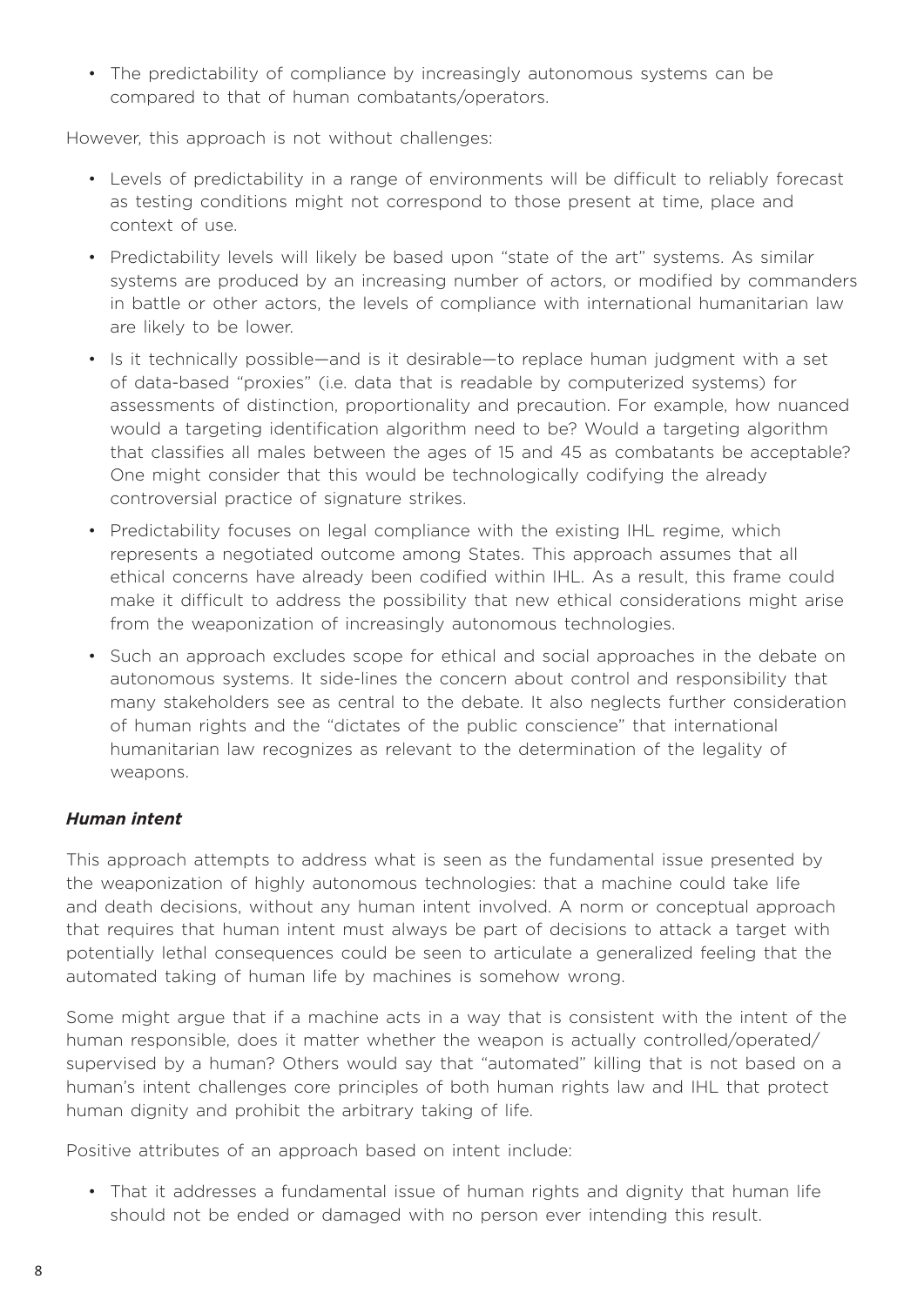- The predictability of compliance by increasingly autonomous systems can be compared to that of human combatants/operators.

However, this approach is not without challenges:

- Levels of predictability in a range of environments will be difficult to reliably forecast as testing conditions might not correspond to those present at time, place and context of use.
- Predictability levels will likely be based upon "state of the art" systems. As similar systems are produced by an increasing number of actors, or modified by commanders in battle or other actors, the levels of compliance with international humanitarian law are likely to be lower.
- Is it technically possible—and is it desirable—to replace human judgment with a set of data-based "proxies" (i.e. data that is readable by computerized systems) for assessments of distinction, proportionality and precaution. For example, how nuanced would a targeting identification algorithm need to be? Would a targeting algorithm that classifies all males between the ages of 15 and 45 as combatants be acceptable? One might consider that this would be technologically codifying the already controversial practice of signature strikes.
- Predictability focuses on legal compliance with the existing IHL regime, which represents a negotiated outcome among States. This approach assumes that all ethical concerns have already been codified within IHL. As a result, this frame could make it difficult to address the possibility that new ethical considerations might arise from the weaponization of increasingly autonomous technologies.
- Such an approach excludes scope for ethical and social approaches in the debate on autonomous systems. It side-lines the concern about control and responsibility that many stakeholders see as central to the debate. It also neglects further consideration of human rights and the "dictates of the public conscience" that international humanitarian law recognizes as relevant to the determination of the legality of weapons.

#### ***Human intent***

This approach attempts to address what is seen as the fundamental issue presented by the weaponization of highly autonomous technologies: that a machine could take life and death decisions, without any human intent involved. A norm or conceptual approach that requires that human intent must always be part of decisions to attack a target with potentially lethal consequences could be seen to articulate a generalized feeling that the automated taking of human life by machines is somehow wrong.

Some might argue that if a machine acts in a way that is consistent with the intent of the human responsible, does it matter whether the weapon is actually controlled/operated/supervised by a human? Others would say that "automated" killing that is not based on a human's intent challenges core principles of both human rights law and IHL that protect human dignity and prohibit the arbitrary taking of life.

Positive attributes of an approach based on intent include:

- That it addresses a fundamental issue of human rights and dignity that human life should not be ended or damaged with no person ever intending this result.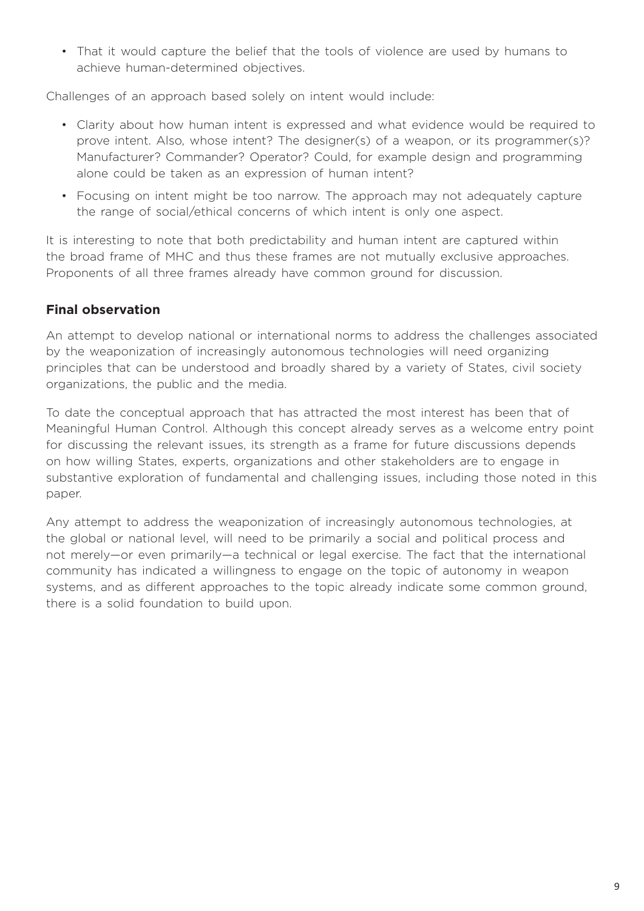- That it would capture the belief that the tools of violence are used by humans to achieve human-determined objectives.

Challenges of an approach based solely on intent would include:

- Clarity about how human intent is expressed and what evidence would be required to prove intent. Also, whose intent? The designer(s) of a weapon, or its programmer(s)? Manufacturer? Commander? Operator? Could, for example design and programming alone could be taken as an expression of human intent?
- Focusing on intent might be too narrow. The approach may not adequately capture the range of social/ethical concerns of which intent is only one aspect.

It is interesting to note that both predictability and human intent are captured within the broad frame of MHC and thus these frames are not mutually exclusive approaches. Proponents of all three frames already have common ground for discussion.

### Final observation

An attempt to develop national or international norms to address the challenges associated by the weaponization of increasingly autonomous technologies will need organizing principles that can be understood and broadly shared by a variety of States, civil society organizations, the public and the media.

To date the conceptual approach that has attracted the most interest has been that of Meaningful Human Control. Although this concept already serves as a welcome entry point for discussing the relevant issues, its strength as a frame for future discussions depends on how willing States, experts, organizations and other stakeholders are to engage in substantive exploration of fundamental and challenging issues, including those noted in this paper.

Any attempt to address the weaponization of increasingly autonomous technologies, at the global or national level, will need to be primarily a social and political process and not merely—or even primarily—a technical or legal exercise. The fact that the international community has indicated a willingness to engage on the topic of autonomy in weapon systems, and as different approaches to the topic already indicate some common ground, there is a solid foundation to build upon.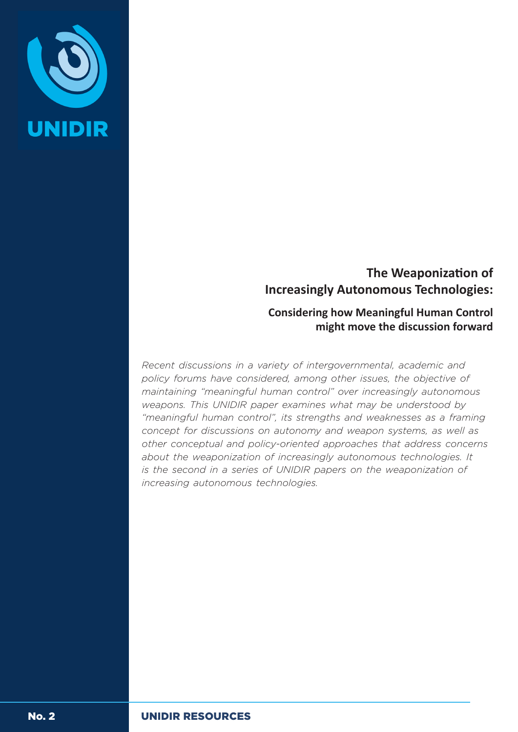UNIDIR

# The Weaponization of Increasingly Autonomous Technologies:

## Considering how Meaningful Human Control might move the discussion forward

*Recent discussions in a variety of intergovernmental, academic and policy forums have considered, among other issues, the objective of maintaining "meaningful human control" over increasingly autonomous weapons. This UNIDIR paper examines what may be understood by "meaningful human control", its strengths and weaknesses as a framing concept for discussions on autonomy and weapon systems, as well as other conceptual and policy-oriented approaches that address concerns about the weaponization of increasingly autonomous technologies. It is the second in a series of UNIDIR papers on the weaponization of increasing autonomous technologies.*

**No. 2**

**UNIDIR RESOURCES**